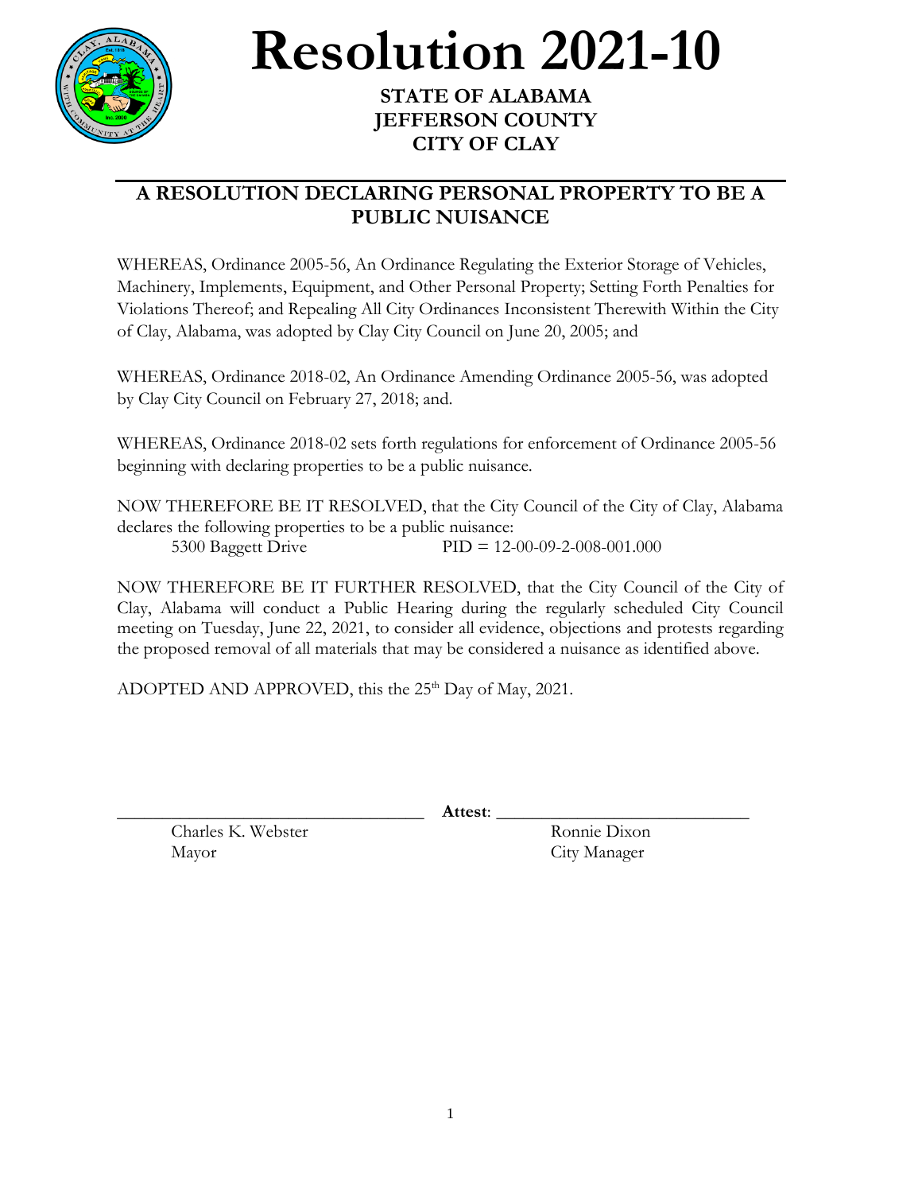# Resolution 2021-10

**STATE OF ALABAMA**
**JEFFERSON COUNTY**
**CITY OF CLAY**

## A RESOLUTION DECLARING PERSONAL PROPERTY TO BE A PUBLIC NUISANCE

WHEREAS, Ordinance 2005-56, An Ordinance Regulating the Exterior Storage of Vehicles, Machinery, Implements, Equipment, and Other Personal Property; Setting Forth Penalties for Violations Thereof; and Repealing All City Ordinances Inconsistent Therewith Within the City of Clay, Alabama, was adopted by Clay City Council on June 20, 2005; and

WHEREAS, Ordinance 2018-02, An Ordinance Amending Ordinance 2005-56, was adopted by Clay City Council on February 27, 2018; and.

WHEREAS, Ordinance 2018-02 sets forth regulations for enforcement of Ordinance 2005-56 beginning with declaring properties to be a public nuisance.

NOW THEREFORE BE IT RESOLVED, that the City Council of the City of Clay, Alabama declares the following properties to be a public nuisance:

5300 Baggett Drive PID = 12-00-09-2-008-001.000

NOW THEREFORE BE IT FURTHER RESOLVED, that the City Council of the City of Clay, Alabama will conduct a Public Hearing during the regularly scheduled City Council meeting on Tuesday, June 22, 2021, to consider all evidence, objections and protests regarding the proposed removal of all materials that may be considered a nuisance as identified above.

ADOPTED AND APPROVED, this the 25th Day of May, 2021.

\_\_\_\_\_\_\_\_\_\_\_\_\_\_\_\_\_\_\_\_\_\_\_\_\_\_\_\_\_\_\_\_\_\_ **Attest**: \_\_\_\_\_\_\_\_\_\_\_\_\_\_\_\_\_\_\_\_\_\_\_\_\_\_\_\_

Charles K. Webster
Mayor

Ronnie Dixon
City Manager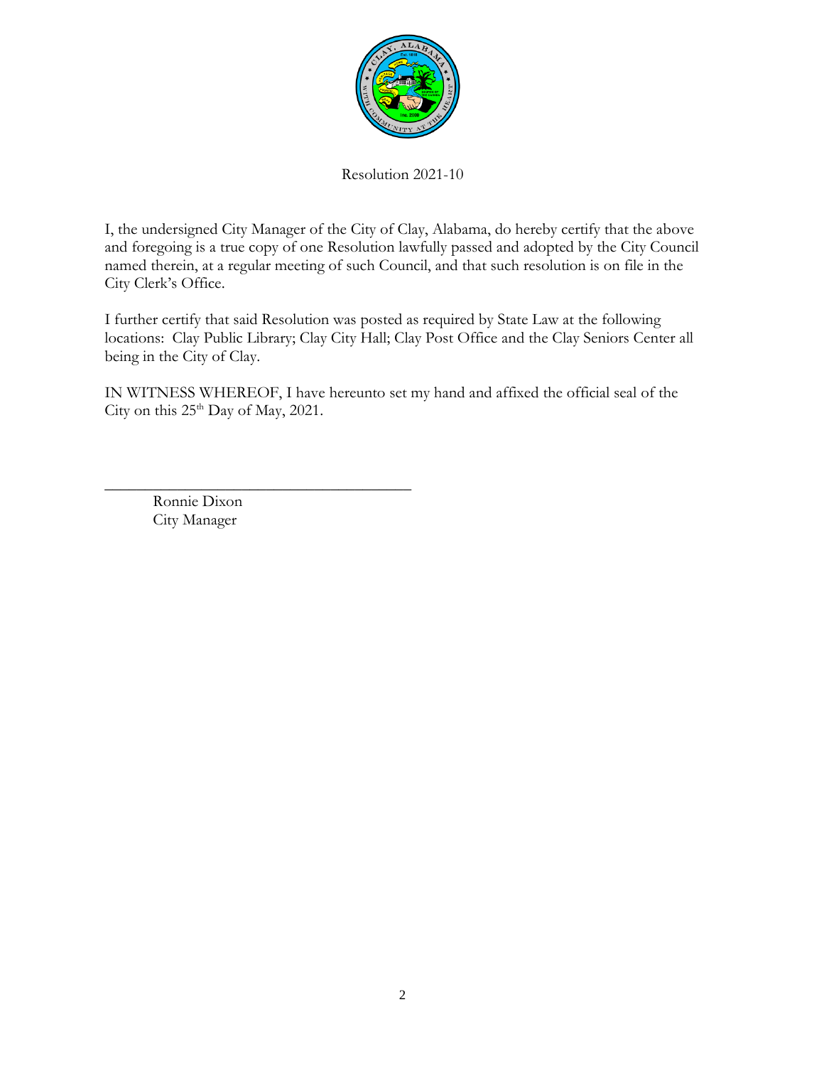Resolution 2021-10

I, the undersigned City Manager of the City of Clay, Alabama, do hereby certify that the above and foregoing is a true copy of one Resolution lawfully passed and adopted by the City Council named therein, at a regular meeting of such Council, and that such resolution is on file in the City Clerk's Office.

I further certify that said Resolution was posted as required by State Law at the following locations: Clay Public Library; Clay City Hall; Clay Post Office and the Clay Seniors Center all being in the City of Clay.

IN WITNESS WHEREOF, I have hereunto set my hand and affixed the official seal of the City on this 25th Day of May, 2021.

\_\_\_\_\_\_\_\_\_\_\_\_\_\_\_\_\_\_\_\_\_\_\_\_\_\_\_\_\_\_\_\_\_\_\_\_\_\_

Ronnie Dixon
City Manager